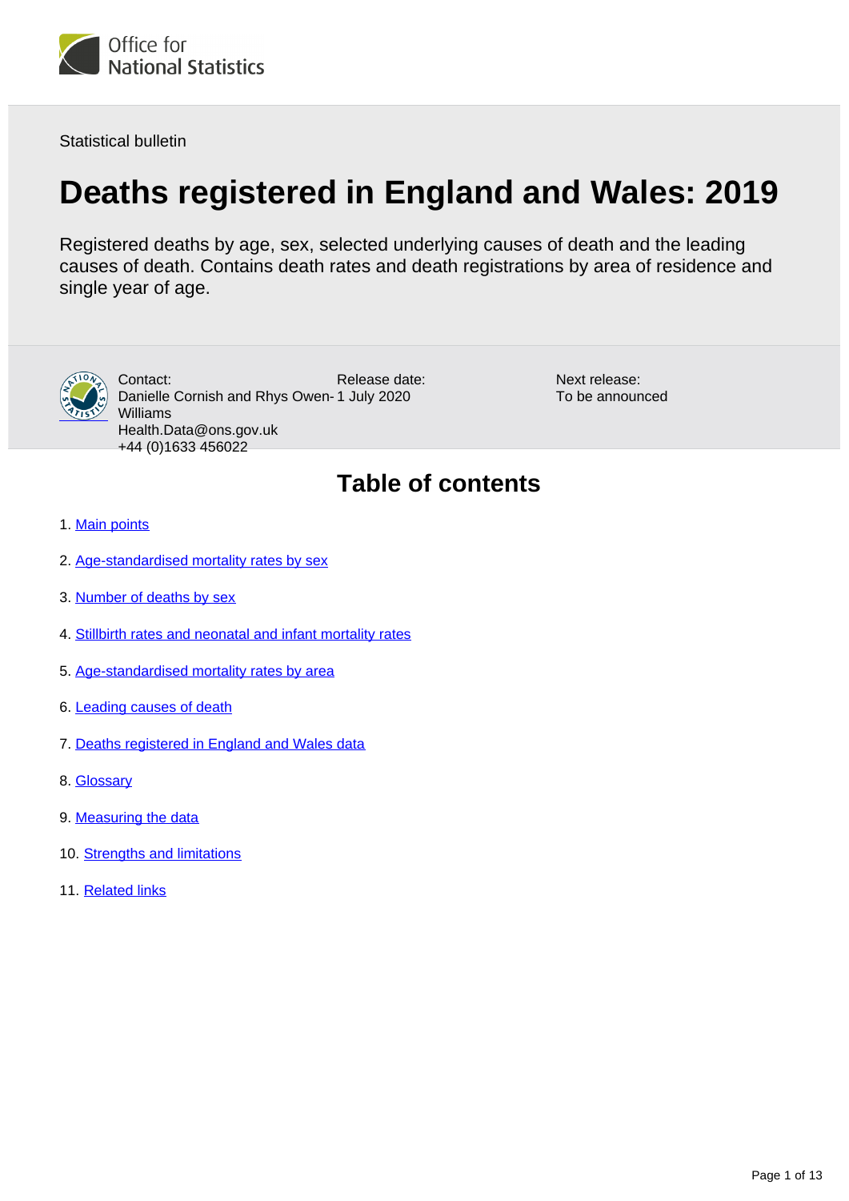Office for National Statistics

Statistical bulletin

# Deaths registered in England and Wales: 2019

Registered deaths by age, sex, selected underlying causes of death and the leading causes of death. Contains death rates and death registrations by area of residence and single year of age.

Contact:
Danielle Cornish and Rhys Owen-Williams
Health.Data@ons.gov.uk
+44 (0)1633 456022

Release date:
1 July 2020

Next release:
To be announced

## Table of contents

1. Main points
2. Age-standardised mortality rates by sex
3. Number of deaths by sex
4. Stillbirth rates and neonatal and infant mortality rates
5. Age-standardised mortality rates by area
6. Leading causes of death
7. Deaths registered in England and Wales data
8. Glossary
9. Measuring the data
10. Strengths and limitations
11. Related links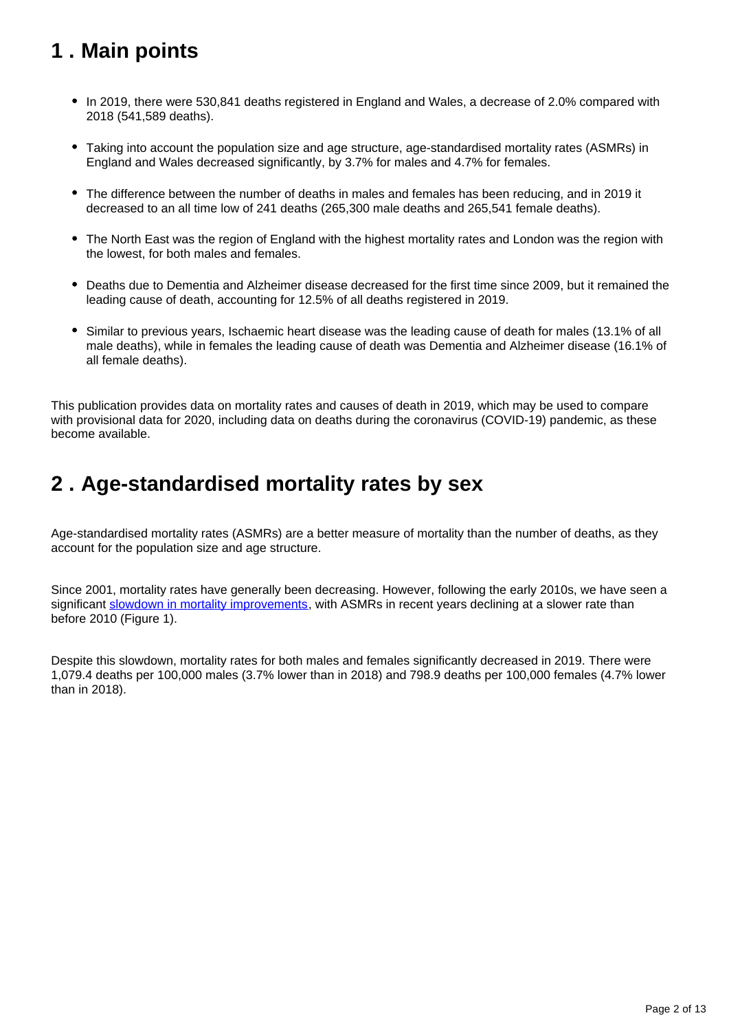## 1 . Main points

- In 2019, there were 530,841 deaths registered in England and Wales, a decrease of 2.0% compared with 2018 (541,589 deaths).
- Taking into account the population size and age structure, age-standardised mortality rates (ASMRs) in England and Wales decreased significantly, by 3.7% for males and 4.7% for females.
- The difference between the number of deaths in males and females has been reducing, and in 2019 it decreased to an all time low of 241 deaths (265,300 male deaths and 265,541 female deaths).
- The North East was the region of England with the highest mortality rates and London was the region with the lowest, for both males and females.
- Deaths due to Dementia and Alzheimer disease decreased for the first time since 2009, but it remained the leading cause of death, accounting for 12.5% of all deaths registered in 2019.
- Similar to previous years, Ischaemic heart disease was the leading cause of death for males (13.1% of all male deaths), while in females the leading cause of death was Dementia and Alzheimer disease (16.1% of all female deaths).

This publication provides data on mortality rates and causes of death in 2019, which may be used to compare with provisional data for 2020, including data on deaths during the coronavirus (COVID-19) pandemic, as these become available.

## 2 . Age-standardised mortality rates by sex

Age-standardised mortality rates (ASMRs) are a better measure of mortality than the number of deaths, as they account for the population size and age structure.

Since 2001, mortality rates have generally been decreasing. However, following the early 2010s, we have seen a significant slowdown in mortality improvements, with ASMRs in recent years declining at a slower rate than before 2010 (Figure 1).

Despite this slowdown, mortality rates for both males and females significantly decreased in 2019. There were 1,079.4 deaths per 100,000 males (3.7% lower than in 2018) and 798.9 deaths per 100,000 females (4.7% lower than in 2018).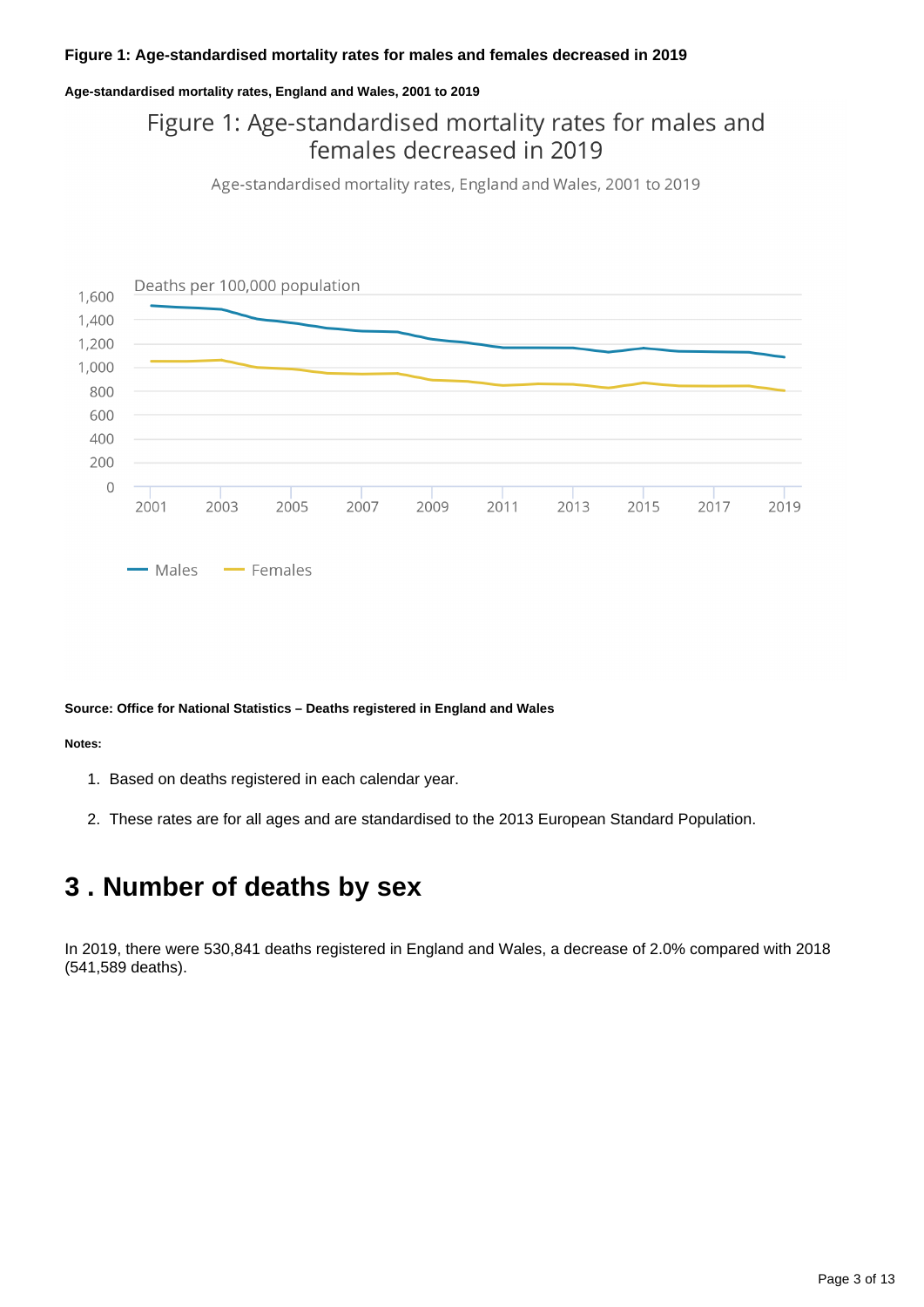**Figure 1: Age-standardised mortality rates for males and females decreased in 2019**

**Age-standardised mortality rates, England and Wales, 2001 to 2019**

**Source: Office for National Statistics – Deaths registered in England and Wales**

**Notes:**

1. Based on deaths registered in each calendar year.
2. These rates are for all ages and are standardised to the 2013 European Standard Population.

# 3 . Number of deaths by sex

In 2019, there were 530,841 deaths registered in England and Wales, a decrease of 2.0% compared with 2018 (541,589 deaths).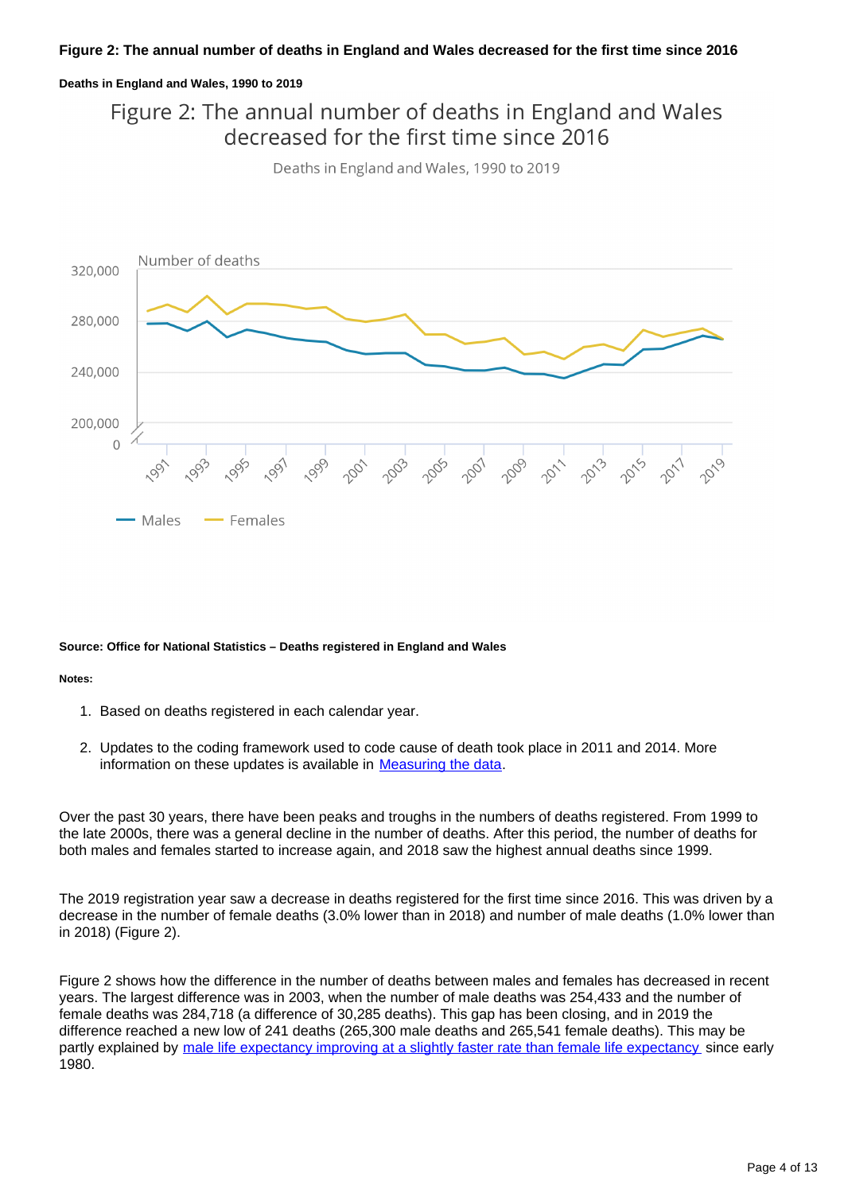**Figure 2: The annual number of deaths in England and Wales decreased for the first time since 2016**

**Deaths in England and Wales, 1990 to 2019**

**Source: Office for National Statistics – Deaths registered in England and Wales**

**Notes:**

1. Based on deaths registered in each calendar year.

2. Updates to the coding framework used to code cause of death took place in 2011 and 2014. More information on these updates is available in [Measuring the data](#).

Over the past 30 years, there have been peaks and troughs in the numbers of deaths registered. From 1999 to the late 2000s, there was a general decline in the number of deaths. After this period, the number of deaths for both males and females started to increase again, and 2018 saw the highest annual deaths since 1999.

The 2019 registration year saw a decrease in deaths registered for the first time since 2016. This was driven by a decrease in the number of female deaths (3.0% lower than in 2018) and number of male deaths (1.0% lower than in 2018) (Figure 2).

Figure 2 shows how the difference in the number of deaths between males and females has decreased in recent years. The largest difference was in 2003, when the number of male deaths was 254,433 and the number of female deaths was 284,718 (a difference of 30,285 deaths). This gap has been closing, and in 2019 the difference reached a new low of 241 deaths (265,300 male deaths and 265,541 female deaths). This may be partly explained by [male life expectancy improving at a slightly faster rate than female life expectancy](#) since early 1980.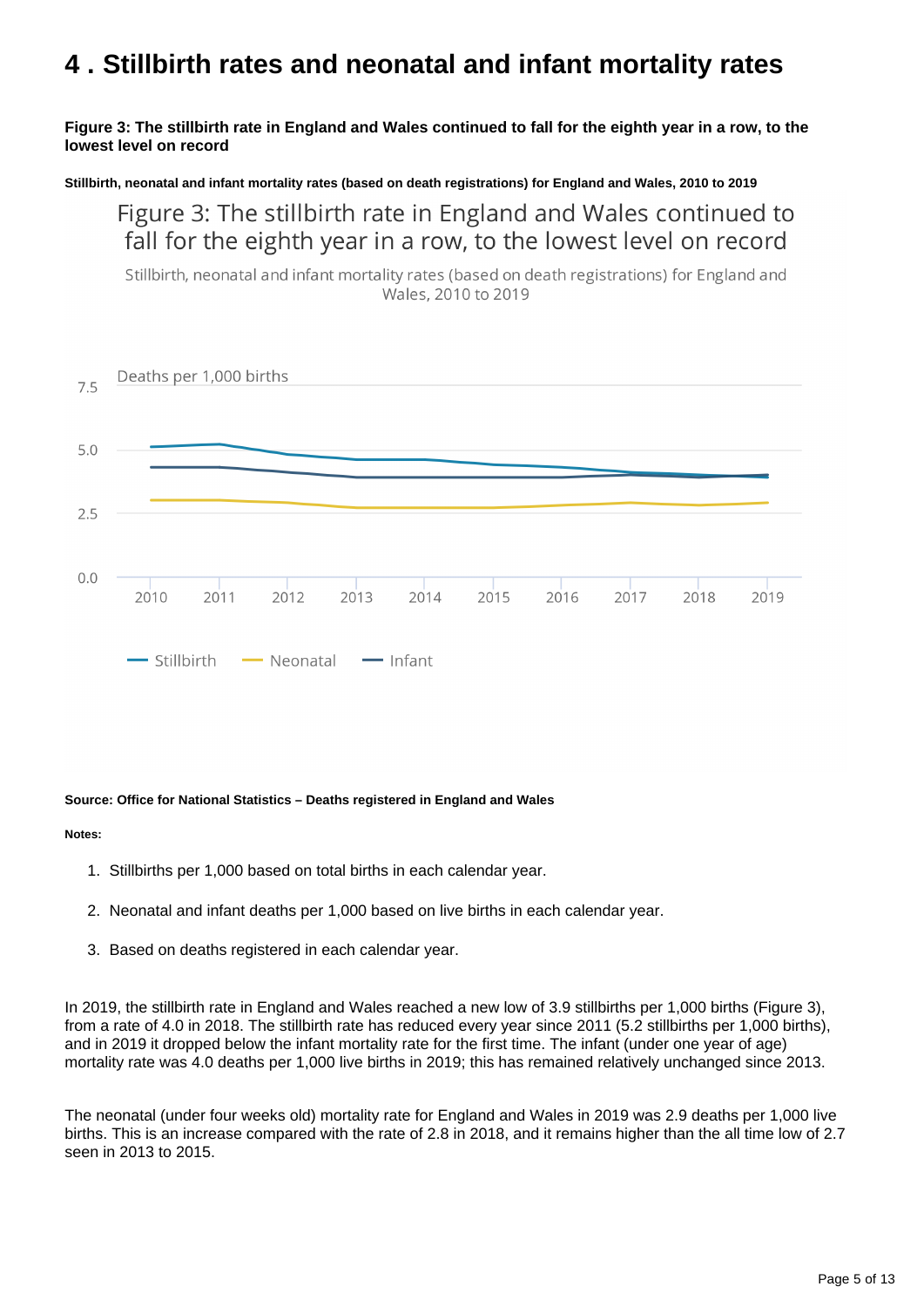# 4 . Stillbirth rates and neonatal and infant mortality rates

**Figure 3: The stillbirth rate in England and Wales continued to fall for the eighth year in a row, to the lowest level on record**

**Stillbirth, neonatal and infant mortality rates (based on death registrations) for England and Wales, 2010 to 2019**

**Source: Office for National Statistics – Deaths registered in England and Wales**

**Notes:**

1. Stillbirths per 1,000 based on total births in each calendar year.
2. Neonatal and infant deaths per 1,000 based on live births in each calendar year.
3. Based on deaths registered in each calendar year.

In 2019, the stillbirth rate in England and Wales reached a new low of 3.9 stillbirths per 1,000 births (Figure 3), from a rate of 4.0 in 2018. The stillbirth rate has reduced every year since 2011 (5.2 stillbirths per 1,000 births), and in 2019 it dropped below the infant mortality rate for the first time. The infant (under one year of age) mortality rate was 4.0 deaths per 1,000 live births in 2019; this has remained relatively unchanged since 2013.

The neonatal (under four weeks old) mortality rate for England and Wales in 2019 was 2.9 deaths per 1,000 live births. This is an increase compared with the rate of 2.8 in 2018, and it remains higher than the all time low of 2.7 seen in 2013 to 2015.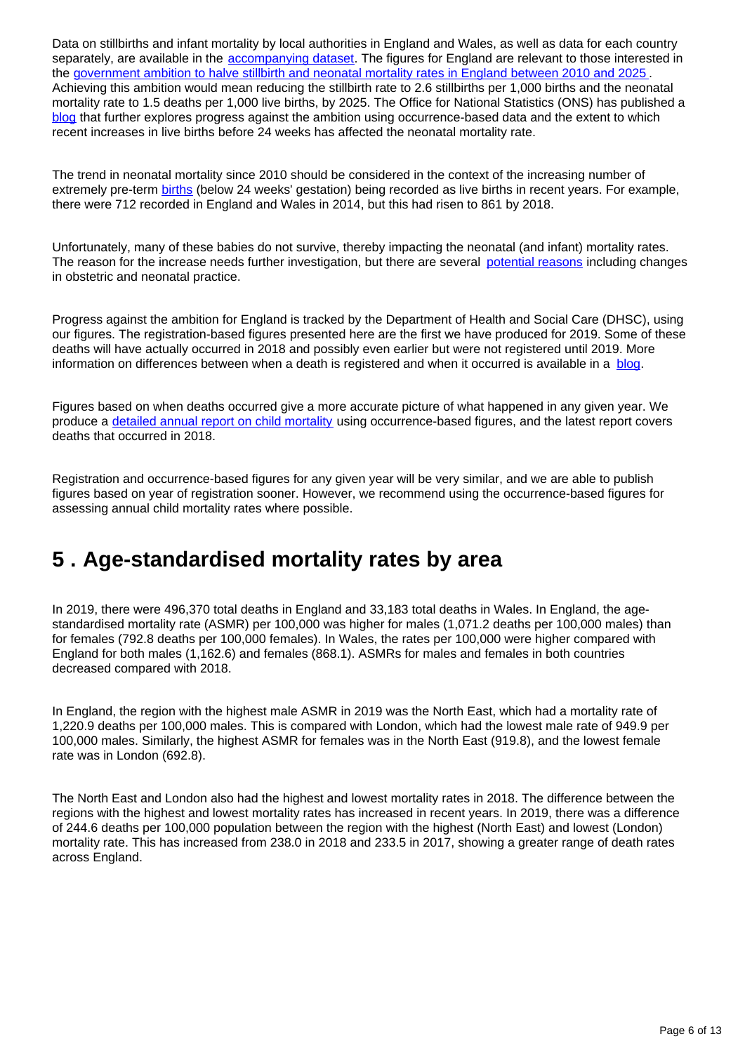Data on stillbirths and infant mortality by local authorities in England and Wales, as well as data for each country separately, are available in the accompanying dataset. The figures for England are relevant to those interested in the government ambition to halve stillbirth and neonatal mortality rates in England between 2010 and 2025. Achieving this ambition would mean reducing the stillbirth rate to 2.6 stillbirths per 1,000 births and the neonatal mortality rate to 1.5 deaths per 1,000 live births, by 2025. The Office for National Statistics (ONS) has published a blog that further explores progress against the ambition using occurrence-based data and the extent to which recent increases in live births before 24 weeks has affected the neonatal mortality rate.

The trend in neonatal mortality since 2010 should be considered in the context of the increasing number of extremely pre-term births (below 24 weeks' gestation) being recorded as live births in recent years. For example, there were 712 recorded in England and Wales in 2014, but this had risen to 861 by 2018.

Unfortunately, many of these babies do not survive, thereby impacting the neonatal (and infant) mortality rates. The reason for the increase needs further investigation, but there are several potential reasons including changes in obstetric and neonatal practice.

Progress against the ambition for England is tracked by the Department of Health and Social Care (DHSC), using our figures. The registration-based figures presented here are the first we have produced for 2019. Some of these deaths will have actually occurred in 2018 and possibly even earlier but were not registered until 2019. More information on differences between when a death is registered and when it occurred is available in a blog.

Figures based on when deaths occurred give a more accurate picture of what happened in any given year. We produce a detailed annual report on child mortality using occurrence-based figures, and the latest report covers deaths that occurred in 2018.

Registration and occurrence-based figures for any given year will be very similar, and we are able to publish figures based on year of registration sooner. However, we recommend using the occurrence-based figures for assessing annual child mortality rates where possible.

# 5 . Age-standardised mortality rates by area

In 2019, there were 496,370 total deaths in England and 33,183 total deaths in Wales. In England, the age-standardised mortality rate (ASMR) per 100,000 was higher for males (1,071.2 deaths per 100,000 males) than for females (792.8 deaths per 100,000 females). In Wales, the rates per 100,000 were higher compared with England for both males (1,162.6) and females (868.1). ASMRs for males and females in both countries decreased compared with 2018.

In England, the region with the highest male ASMR in 2019 was the North East, which had a mortality rate of 1,220.9 deaths per 100,000 males. This is compared with London, which had the lowest male rate of 949.9 per 100,000 males. Similarly, the highest ASMR for females was in the North East (919.8), and the lowest female rate was in London (692.8).

The North East and London also had the highest and lowest mortality rates in 2018. The difference between the regions with the highest and lowest mortality rates has increased in recent years. In 2019, there was a difference of 244.6 deaths per 100,000 population between the region with the highest (North East) and lowest (London) mortality rate. This has increased from 238.0 in 2018 and 233.5 in 2017, showing a greater range of death rates across England.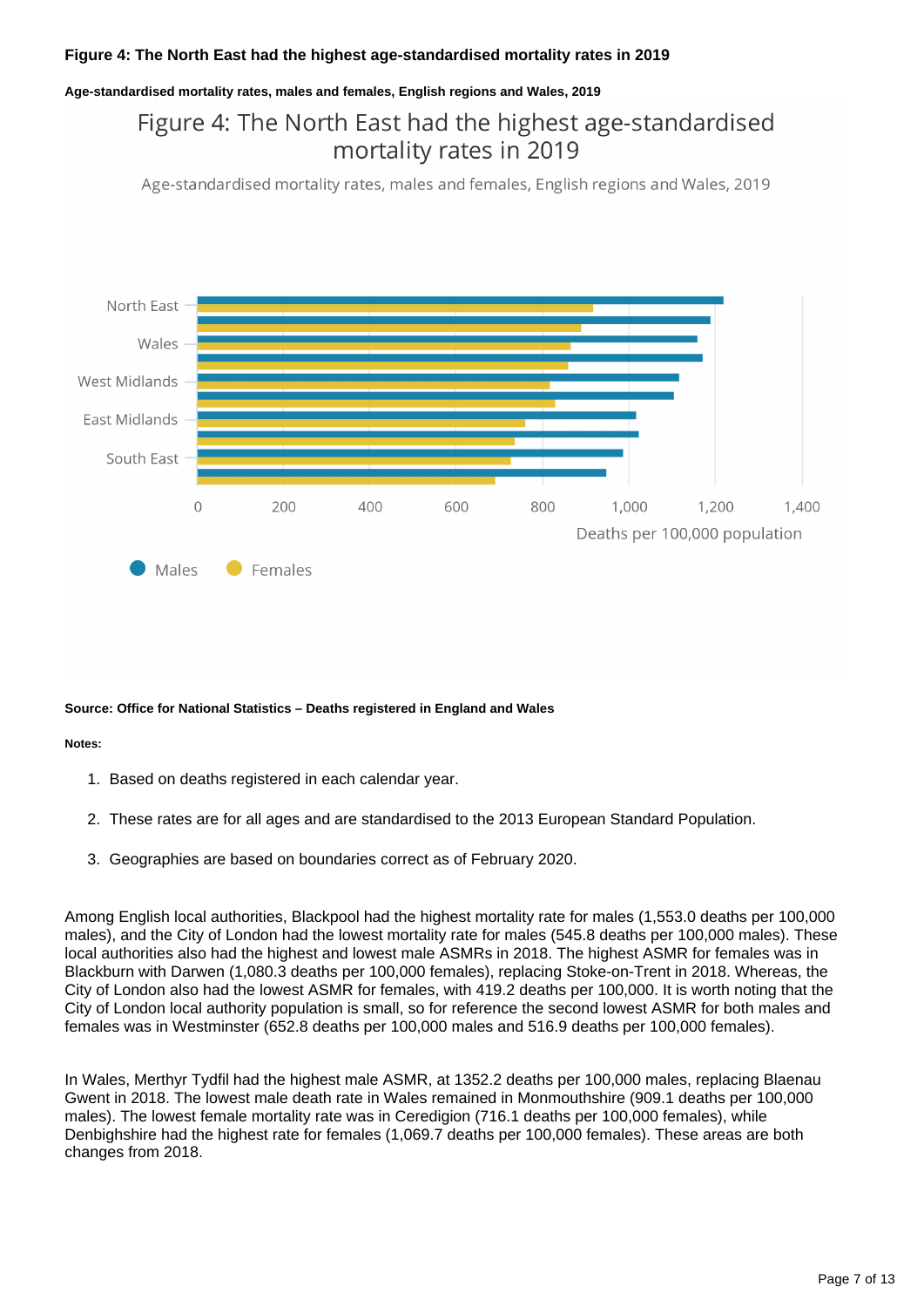**Figure 4: The North East had the highest age-standardised mortality rates in 2019**

**Age-standardised mortality rates, males and females, English regions and Wales, 2019**

Figure 4: The North East had the highest age-standardised mortality rates in 2019

Age-standardised mortality rates, males and females, English regions and Wales, 2019

North East, Wales, West Midlands, East Midlands, South East

0, 200, 400, 600, 800, 1,000, 1,200, 1,400

Deaths per 100,000 population

Males Females

**Source: Office for National Statistics – Deaths registered in England and Wales**

**Notes:**

1. Based on deaths registered in each calendar year.
2. These rates are for all ages and are standardised to the 2013 European Standard Population.
3. Geographies are based on boundaries correct as of February 2020.

Among English local authorities, Blackpool had the highest mortality rate for males (1,553.0 deaths per 100,000 males), and the City of London had the lowest mortality rate for males (545.8 deaths per 100,000 males). These local authorities also had the highest and lowest male ASMRs in 2018. The highest ASMR for females was in Blackburn with Darwen (1,080.3 deaths per 100,000 females), replacing Stoke-on-Trent in 2018. Whereas, the City of London also had the lowest ASMR for females, with 419.2 deaths per 100,000. It is worth noting that the City of London local authority population is small, so for reference the second lowest ASMR for both males and females was in Westminster (652.8 deaths per 100,000 males and 516.9 deaths per 100,000 females).

In Wales, Merthyr Tydfil had the highest male ASMR, at 1352.2 deaths per 100,000 males, replacing Blaenau Gwent in 2018. The lowest male death rate in Wales remained in Monmouthshire (909.1 deaths per 100,000 males). The lowest female mortality rate was in Ceredigion (716.1 deaths per 100,000 females), while Denbighshire had the highest rate for females (1,069.7 deaths per 100,000 females). These areas are both changes from 2018.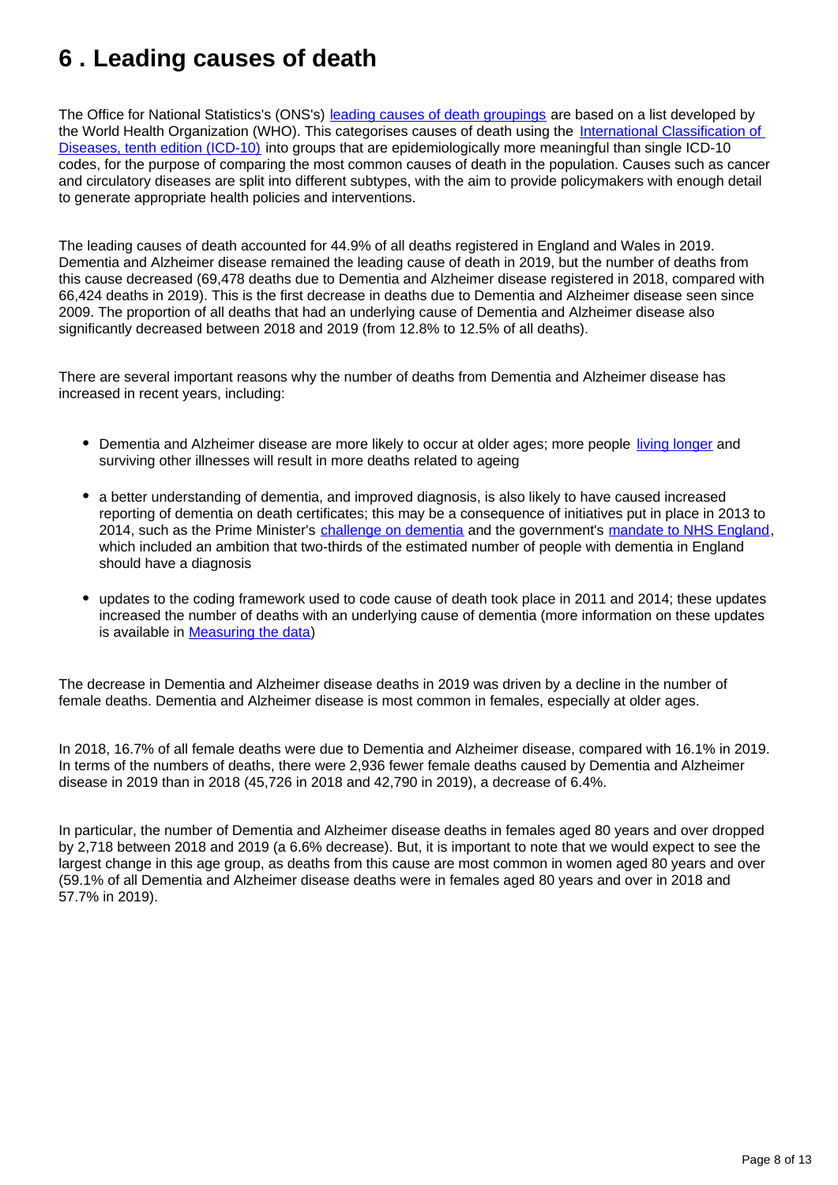# 6 . Leading causes of death

The Office for National Statistics's (ONS's) [leading causes of death groupings](#) are based on a list developed by the World Health Organization (WHO). This categorises causes of death using the [International Classification of Diseases, tenth edition (ICD-10)](#) into groups that are epidemiologically more meaningful than single ICD-10 codes, for the purpose of comparing the most common causes of death in the population. Causes such as cancer and circulatory diseases are split into different subtypes, with the aim to provide policymakers with enough detail to generate appropriate health policies and interventions.

The leading causes of death accounted for 44.9% of all deaths registered in England and Wales in 2019. Dementia and Alzheimer disease remained the leading cause of death in 2019, but the number of deaths from this cause decreased (69,478 deaths due to Dementia and Alzheimer disease registered in 2018, compared with 66,424 deaths in 2019). This is the first decrease in deaths due to Dementia and Alzheimer disease seen since 2009. The proportion of all deaths that had an underlying cause of Dementia and Alzheimer disease also significantly decreased between 2018 and 2019 (from 12.8% to 12.5% of all deaths).

There are several important reasons why the number of deaths from Dementia and Alzheimer disease has increased in recent years, including:

- Dementia and Alzheimer disease are more likely to occur at older ages; more people [living longer](#) and surviving other illnesses will result in more deaths related to ageing
- a better understanding of dementia, and improved diagnosis, is also likely to have caused increased reporting of dementia on death certificates; this may be a consequence of initiatives put in place in 2013 to 2014, such as the Prime Minister's [challenge on dementia](#) and the government's [mandate to NHS England](#), which included an ambition that two-thirds of the estimated number of people with dementia in England should have a diagnosis
- updates to the coding framework used to code cause of death took place in 2011 and 2014; these updates increased the number of deaths with an underlying cause of dementia (more information on these updates is available in [Measuring the data](#))

The decrease in Dementia and Alzheimer disease deaths in 2019 was driven by a decline in the number of female deaths. Dementia and Alzheimer disease is most common in females, especially at older ages.

In 2018, 16.7% of all female deaths were due to Dementia and Alzheimer disease, compared with 16.1% in 2019. In terms of the numbers of deaths, there were 2,936 fewer female deaths caused by Dementia and Alzheimer disease in 2019 than in 2018 (45,726 in 2018 and 42,790 in 2019), a decrease of 6.4%.

In particular, the number of Dementia and Alzheimer disease deaths in females aged 80 years and over dropped by 2,718 between 2018 and 2019 (a 6.6% decrease). But, it is important to note that we would expect to see the largest change in this age group, as deaths from this cause are most common in women aged 80 years and over (59.1% of all Dementia and Alzheimer disease deaths were in females aged 80 years and over in 2018 and 57.7% in 2019).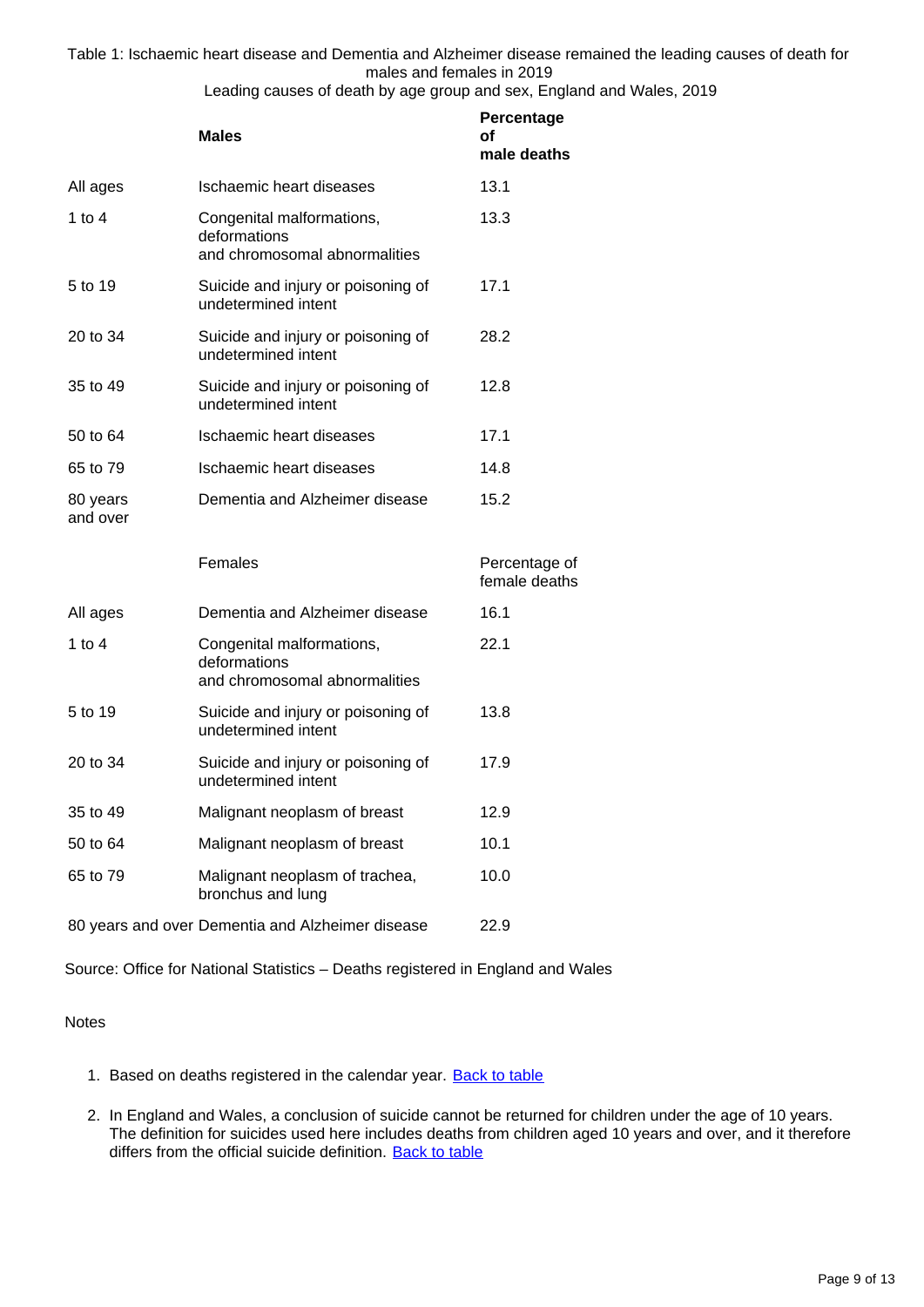Table 1: Ischaemic heart disease and Dementia and Alzheimer disease remained the leading causes of death for males and females in 2019

Leading causes of death by age group and sex, England and Wales, 2019

| | **Males** | **Percentage of male deaths** |
|---|---|---|
| All ages | Ischaemic heart diseases | 13.1 |
| 1 to 4 | Congenital malformations, deformations and chromosomal abnormalities | 13.3 |
| 5 to 19 | Suicide and injury or poisoning of undetermined intent | 17.1 |
| 20 to 34 | Suicide and injury or poisoning of undetermined intent | 28.2 |
| 35 to 49 | Suicide and injury or poisoning of undetermined intent | 12.8 |
| 50 to 64 | Ischaemic heart diseases | 17.1 |
| 65 to 79 | Ischaemic heart diseases | 14.8 |
| 80 years and over | Dementia and Alzheimer disease | 15.2 |
| | Females | Percentage of female deaths |
| All ages | Dementia and Alzheimer disease | 16.1 |
| 1 to 4 | Congenital malformations, deformations and chromosomal abnormalities | 22.1 |
| 5 to 19 | Suicide and injury or poisoning of undetermined intent | 13.8 |
| 20 to 34 | Suicide and injury or poisoning of undetermined intent | 17.9 |
| 35 to 49 | Malignant neoplasm of breast | 12.9 |
| 50 to 64 | Malignant neoplasm of breast | 10.1 |
| 65 to 79 | Malignant neoplasm of trachea, bronchus and lung | 10.0 |
| 80 years and over | Dementia and Alzheimer disease | 22.9 |

Source: Office for National Statistics – Deaths registered in England and Wales

Notes

1. Based on deaths registered in the calendar year. Back to table
2. In England and Wales, a conclusion of suicide cannot be returned for children under the age of 10 years. The definition for suicides used here includes deaths from children aged 10 years and over, and it therefore differs from the official suicide definition. Back to table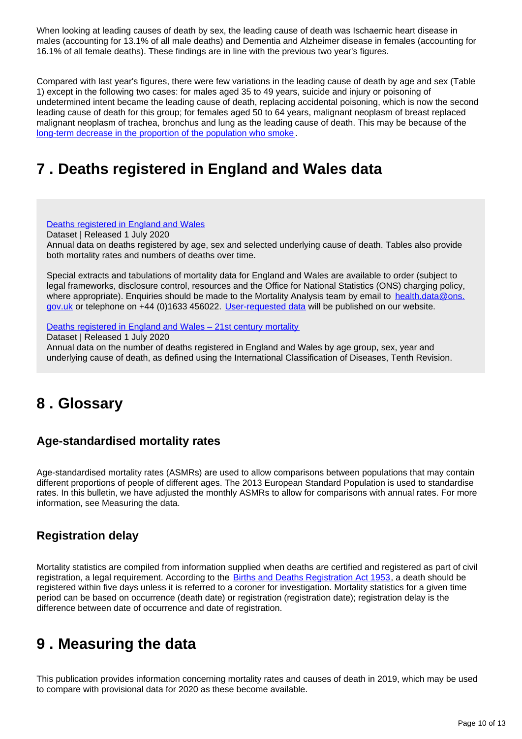When looking at leading causes of death by sex, the leading cause of death was Ischaemic heart disease in males (accounting for 13.1% of all male deaths) and Dementia and Alzheimer disease in females (accounting for 16.1% of all female deaths). These findings are in line with the previous two year's figures.

Compared with last year's figures, there were few variations in the leading cause of death by age and sex (Table 1) except in the following two cases: for males aged 35 to 49 years, suicide and injury or poisoning of undetermined intent became the leading cause of death, replacing accidental poisoning, which is now the second leading cause of death for this group; for females aged 50 to 64 years, malignant neoplasm of breast replaced malignant neoplasm of trachea, bronchus and lung as the leading cause of death. This may be because of the [long-term decrease in the proportion of the population who smoke](#).

## 7 . Deaths registered in England and Wales data

[Deaths registered in England and Wales](#)
Dataset | Released 1 July 2020
Annual data on deaths registered by age, sex and selected underlying cause of death. Tables also provide both mortality rates and numbers of deaths over time.

Special extracts and tabulations of mortality data for England and Wales are available to order (subject to legal frameworks, disclosure control, resources and the Office for National Statistics (ONS) charging policy, where appropriate). Enquiries should be made to the Mortality Analysis team by email to [health.data@ons.gov.uk](mailto:health.data@ons.gov.uk) or telephone on +44 (0)1633 456022. [User-requested data](#) will be published on our website.

[Deaths registered in England and Wales – 21st century mortality](#)
Dataset | Released 1 July 2020
Annual data on the number of deaths registered in England and Wales by age group, sex, year and underlying cause of death, as defined using the International Classification of Diseases, Tenth Revision.

## 8 . Glossary

### Age-standardised mortality rates

Age-standardised mortality rates (ASMRs) are used to allow comparisons between populations that may contain different proportions of people of different ages. The 2013 European Standard Population is used to standardise rates. In this bulletin, we have adjusted the monthly ASMRs to allow for comparisons with annual rates. For more information, see Measuring the data.

### Registration delay

Mortality statistics are compiled from information supplied when deaths are certified and registered as part of civil registration, a legal requirement. According to the [Births and Deaths Registration Act 1953](#), a death should be registered within five days unless it is referred to a coroner for investigation. Mortality statistics for a given time period can be based on occurrence (death date) or registration (registration date); registration delay is the difference between date of occurrence and date of registration.

## 9 . Measuring the data

This publication provides information concerning mortality rates and causes of death in 2019, which may be used to compare with provisional data for 2020 as these become available.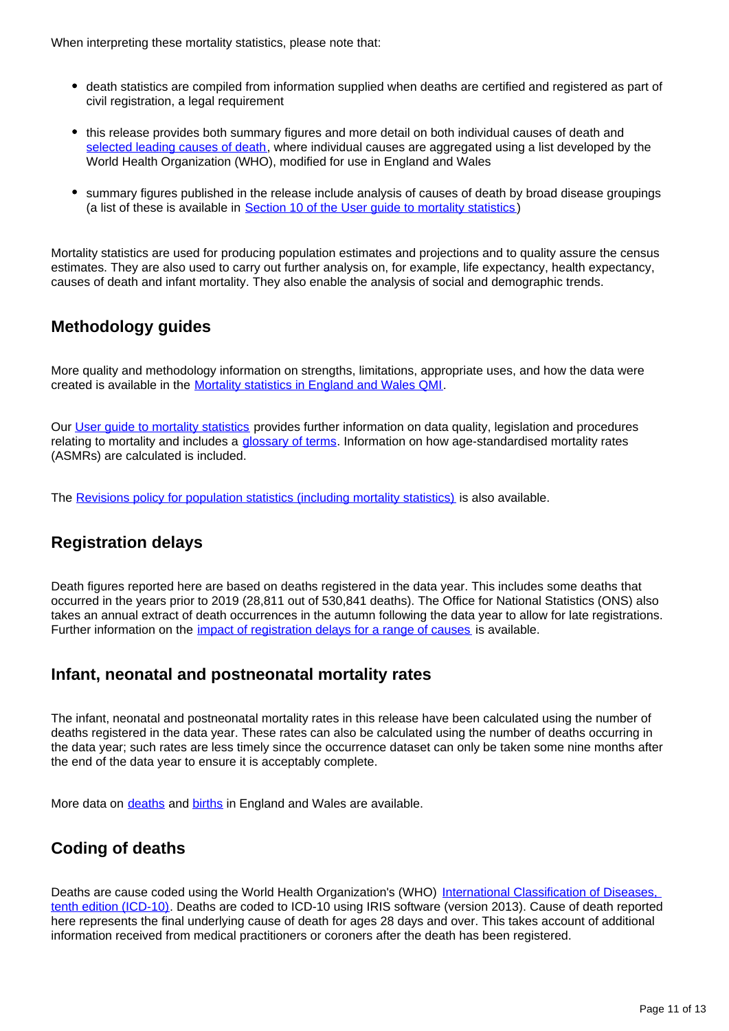When interpreting these mortality statistics, please note that:

- death statistics are compiled from information supplied when deaths are certified and registered as part of civil registration, a legal requirement
- this release provides both summary figures and more detail on both individual causes of death and [selected leading causes of death](), where individual causes are aggregated using a list developed by the World Health Organization (WHO), modified for use in England and Wales
- summary figures published in the release include analysis of causes of death by broad disease groupings (a list of these is available in [Section 10 of the User guide to mortality statistics]())

Mortality statistics are used for producing population estimates and projections and to quality assure the census estimates. They are also used to carry out further analysis on, for example, life expectancy, health expectancy, causes of death and infant mortality. They also enable the analysis of social and demographic trends.

## Methodology guides

More quality and methodology information on strengths, limitations, appropriate uses, and how the data were created is available in the [Mortality statistics in England and Wales QMI]().

Our [User guide to mortality statistics]() provides further information on data quality, legislation and procedures relating to mortality and includes a [glossary of terms](). Information on how age-standardised mortality rates (ASMRs) are calculated is included.

The [Revisions policy for population statistics (including mortality statistics)]() is also available.

## Registration delays

Death figures reported here are based on deaths registered in the data year. This includes some deaths that occurred in the years prior to 2019 (28,811 out of 530,841 deaths). The Office for National Statistics (ONS) also takes an annual extract of death occurrences in the autumn following the data year to allow for late registrations. Further information on the [impact of registration delays for a range of causes]() is available.

## Infant, neonatal and postneonatal mortality rates

The infant, neonatal and postneonatal mortality rates in this release have been calculated using the number of deaths registered in the data year. These rates can also be calculated using the number of deaths occurring in the data year; such rates are less timely since the occurrence dataset can only be taken some nine months after the end of the data year to ensure it is acceptably complete.

More data on [deaths]() and [births]() in England and Wales are available.

## Coding of deaths

Deaths are cause coded using the World Health Organization's (WHO) [International Classification of Diseases, tenth edition (ICD-10)](). Deaths are coded to ICD-10 using IRIS software (version 2013). Cause of death reported here represents the final underlying cause of death for ages 28 days and over. This takes account of additional information received from medical practitioners or coroners after the death has been registered.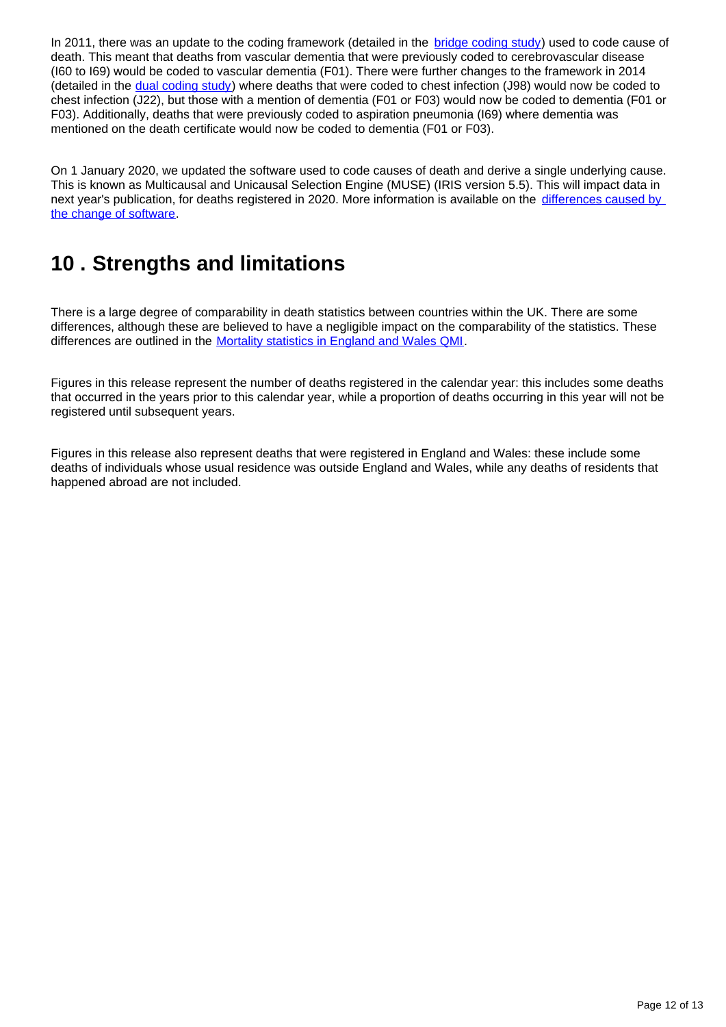In 2011, there was an update to the coding framework (detailed in the bridge coding study) used to code cause of death. This meant that deaths from vascular dementia that were previously coded to cerebrovascular disease (I60 to I69) would be coded to vascular dementia (F01). There were further changes to the framework in 2014 (detailed in the dual coding study) where deaths that were coded to chest infection (J98) would now be coded to chest infection (J22), but those with a mention of dementia (F01 or F03) would now be coded to dementia (F01 or F03). Additionally, deaths that were previously coded to aspiration pneumonia (I69) where dementia was mentioned on the death certificate would now be coded to dementia (F01 or F03).

On 1 January 2020, we updated the software used to code causes of death and derive a single underlying cause. This is known as Multicausal and Unicausal Selection Engine (MUSE) (IRIS version 5.5). This will impact data in next year's publication, for deaths registered in 2020. More information is available on the differences caused by the change of software.

## 10 . Strengths and limitations

There is a large degree of comparability in death statistics between countries within the UK. There are some differences, although these are believed to have a negligible impact on the comparability of the statistics. These differences are outlined in the Mortality statistics in England and Wales QMI.

Figures in this release represent the number of deaths registered in the calendar year: this includes some deaths that occurred in the years prior to this calendar year, while a proportion of deaths occurring in this year will not be registered until subsequent years.

Figures in this release also represent deaths that were registered in England and Wales: these include some deaths of individuals whose usual residence was outside England and Wales, while any deaths of residents that happened abroad are not included.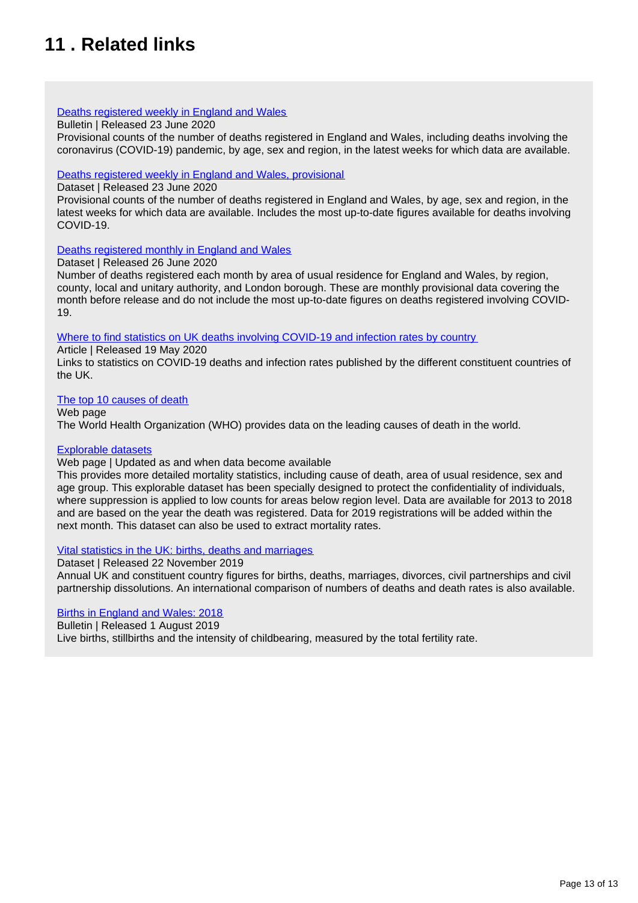## 11 . Related links

[Deaths registered weekly in England and Wales](#)
Bulletin | Released 23 June 2020
Provisional counts of the number of deaths registered in England and Wales, including deaths involving the coronavirus (COVID-19) pandemic, by age, sex and region, in the latest weeks for which data are available.

[Deaths registered weekly in England and Wales, provisional](#)
Dataset | Released 23 June 2020
Provisional counts of the number of deaths registered in England and Wales, by age, sex and region, in the latest weeks for which data are available. Includes the most up-to-date figures available for deaths involving COVID-19.

[Deaths registered monthly in England and Wales](#)
Dataset | Released 26 June 2020
Number of deaths registered each month by area of usual residence for England and Wales, by region, county, local and unitary authority, and London borough. These are monthly provisional data covering the month before release and do not include the most up-to-date figures on deaths registered involving COVID-19.

[Where to find statistics on UK deaths involving COVID-19 and infection rates by country](#)
Article | Released 19 May 2020
Links to statistics on COVID-19 deaths and infection rates published by the different constituent countries of the UK.

[The top 10 causes of death](#)
Web page
The World Health Organization (WHO) provides data on the leading causes of death in the world.

[Explorable datasets](#)
Web page | Updated as and when data become available
This provides more detailed mortality statistics, including cause of death, area of usual residence, sex and age group. This explorable dataset has been specially designed to protect the confidentiality of individuals, where suppression is applied to low counts for areas below region level. Data are available for 2013 to 2018 and are based on the year the death was registered. Data for 2019 registrations will be added within the next month. This dataset can also be used to extract mortality rates.

[Vital statistics in the UK: births, deaths and marriages](#)
Dataset | Released 22 November 2019
Annual UK and constituent country figures for births, deaths, marriages, divorces, civil partnerships and civil partnership dissolutions. An international comparison of numbers of deaths and death rates is also available.

[Births in England and Wales: 2018](#)
Bulletin | Released 1 August 2019
Live births, stillbirths and the intensity of childbearing, measured by the total fertility rate.